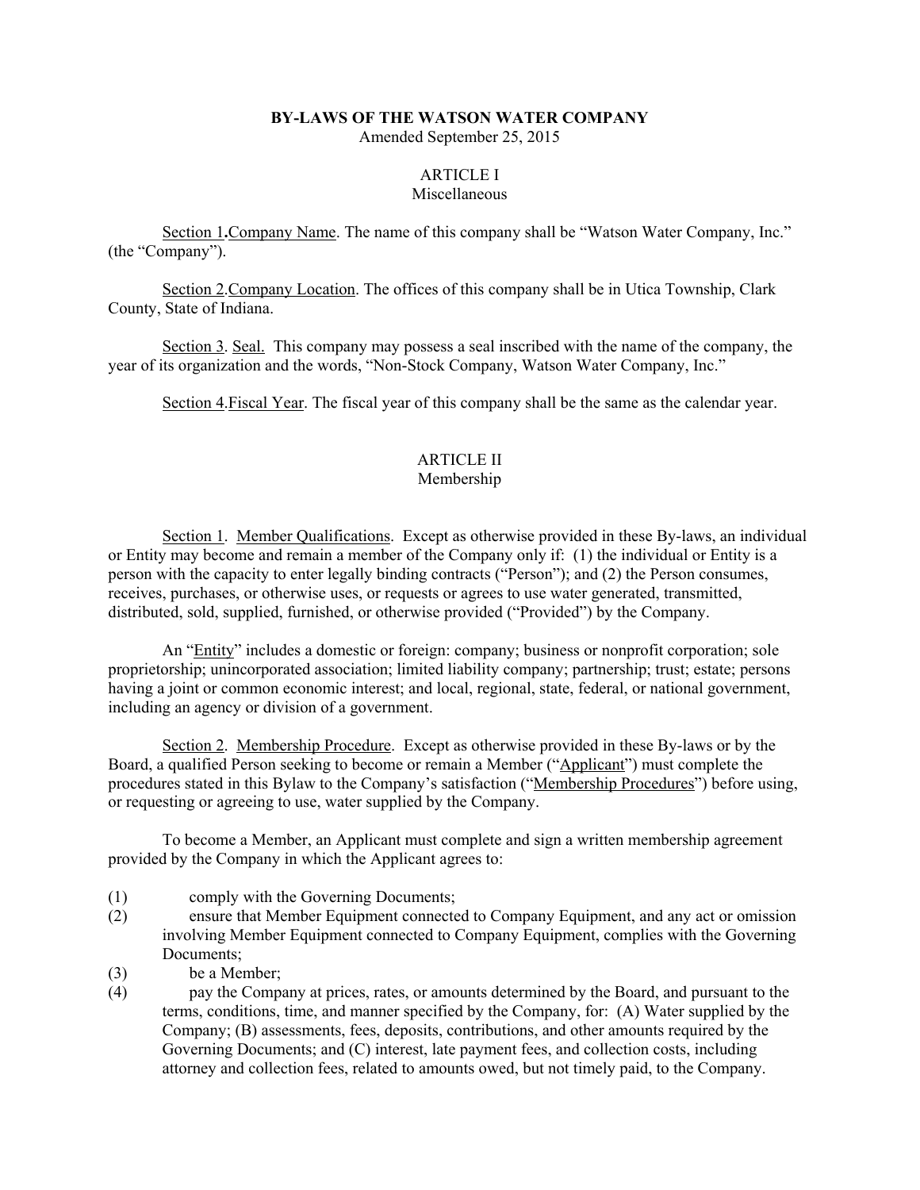# BY-LAWS OF THE WATSON WATER COMPANY

Amended September 25, 2015

## ARTICLE I
Miscellaneous

Section 1. Company Name. The name of this company shall be "Watson Water Company, Inc." (the "Company").

Section 2. Company Location. The offices of this company shall be in Utica Township, Clark County, State of Indiana.

Section 3. Seal. This company may possess a seal inscribed with the name of the company, the year of its organization and the words, "Non-Stock Company, Watson Water Company, Inc."

Section 4. Fiscal Year. The fiscal year of this company shall be the same as the calendar year.

## ARTICLE II
Membership

Section 1. Member Qualifications. Except as otherwise provided in these By-laws, an individual or Entity may become and remain a member of the Company only if: (1) the individual or Entity is a person with the capacity to enter legally binding contracts ("Person"); and (2) the Person consumes, receives, purchases, or otherwise uses, or requests or agrees to use water generated, transmitted, distributed, sold, supplied, furnished, or otherwise provided ("Provided") by the Company.

An "Entity" includes a domestic or foreign: company; business or nonprofit corporation; sole proprietorship; unincorporated association; limited liability company; partnership; trust; estate; persons having a joint or common economic interest; and local, regional, state, federal, or national government, including an agency or division of a government.

Section 2. Membership Procedure. Except as otherwise provided in these By-laws or by the Board, a qualified Person seeking to become or remain a Member ("Applicant") must complete the procedures stated in this Bylaw to the Company's satisfaction ("Membership Procedures") before using, or requesting or agreeing to use, water supplied by the Company.

To become a Member, an Applicant must complete and sign a written membership agreement provided by the Company in which the Applicant agrees to:

(1) comply with the Governing Documents;

(2) ensure that Member Equipment connected to Company Equipment, and any act or omission involving Member Equipment connected to Company Equipment, complies with the Governing Documents;

(3) be a Member;

(4) pay the Company at prices, rates, or amounts determined by the Board, and pursuant to the terms, conditions, time, and manner specified by the Company, for: (A) Water supplied by the Company; (B) assessments, fees, deposits, contributions, and other amounts required by the Governing Documents; and (C) interest, late payment fees, and collection costs, including attorney and collection fees, related to amounts owed, but not timely paid, to the Company.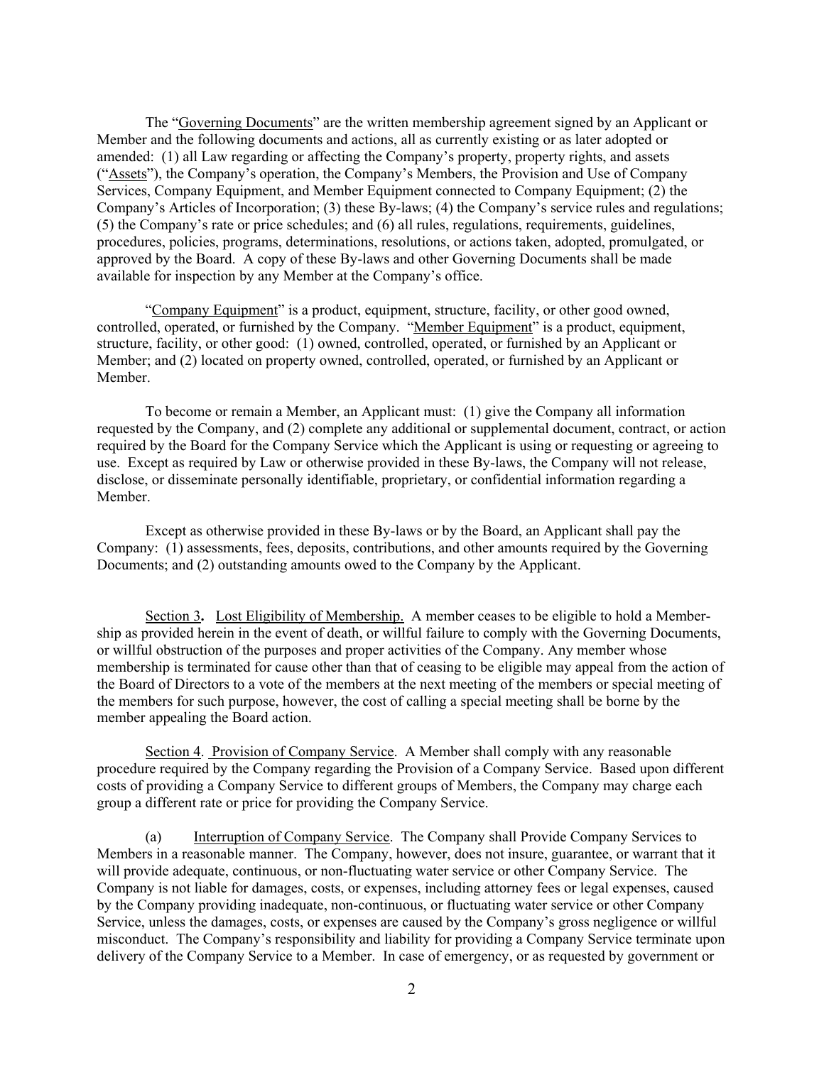The "Governing Documents" are the written membership agreement signed by an Applicant or Member and the following documents and actions, all as currently existing or as later adopted or amended: (1) all Law regarding or affecting the Company's property, property rights, and assets ("Assets"), the Company's operation, the Company's Members, the Provision and Use of Company Services, Company Equipment, and Member Equipment connected to Company Equipment; (2) the Company's Articles of Incorporation; (3) these By-laws; (4) the Company's service rules and regulations; (5) the Company's rate or price schedules; and (6) all rules, regulations, requirements, guidelines, procedures, policies, programs, determinations, resolutions, or actions taken, adopted, promulgated, or approved by the Board. A copy of these By-laws and other Governing Documents shall be made available for inspection by any Member at the Company's office.

"Company Equipment" is a product, equipment, structure, facility, or other good owned, controlled, operated, or furnished by the Company. "Member Equipment" is a product, equipment, structure, facility, or other good: (1) owned, controlled, operated, or furnished by an Applicant or Member; and (2) located on property owned, controlled, operated, or furnished by an Applicant or Member.

To become or remain a Member, an Applicant must: (1) give the Company all information requested by the Company, and (2) complete any additional or supplemental document, contract, or action required by the Board for the Company Service which the Applicant is using or requesting or agreeing to use. Except as required by Law or otherwise provided in these By-laws, the Company will not release, disclose, or disseminate personally identifiable, proprietary, or confidential information regarding a Member.

Except as otherwise provided in these By-laws or by the Board, an Applicant shall pay the Company: (1) assessments, fees, deposits, contributions, and other amounts required by the Governing Documents; and (2) outstanding amounts owed to the Company by the Applicant.

Section 3**.** Lost Eligibility of Membership. A member ceases to be eligible to hold a Membership as provided herein in the event of death, or willful failure to comply with the Governing Documents, or willful obstruction of the purposes and proper activities of the Company. Any member whose membership is terminated for cause other than that of ceasing to be eligible may appeal from the action of the Board of Directors to a vote of the members at the next meeting of the members or special meeting of the members for such purpose, however, the cost of calling a special meeting shall be borne by the member appealing the Board action.

Section 4. Provision of Company Service. A Member shall comply with any reasonable procedure required by the Company regarding the Provision of a Company Service. Based upon different costs of providing a Company Service to different groups of Members, the Company may charge each group a different rate or price for providing the Company Service.

(a) Interruption of Company Service. The Company shall Provide Company Services to Members in a reasonable manner. The Company, however, does not insure, guarantee, or warrant that it will provide adequate, continuous, or non-fluctuating water service or other Company Service. The Company is not liable for damages, costs, or expenses, including attorney fees or legal expenses, caused by the Company providing inadequate, non-continuous, or fluctuating water service or other Company Service, unless the damages, costs, or expenses are caused by the Company's gross negligence or willful misconduct. The Company's responsibility and liability for providing a Company Service terminate upon delivery of the Company Service to a Member. In case of emergency, or as requested by government or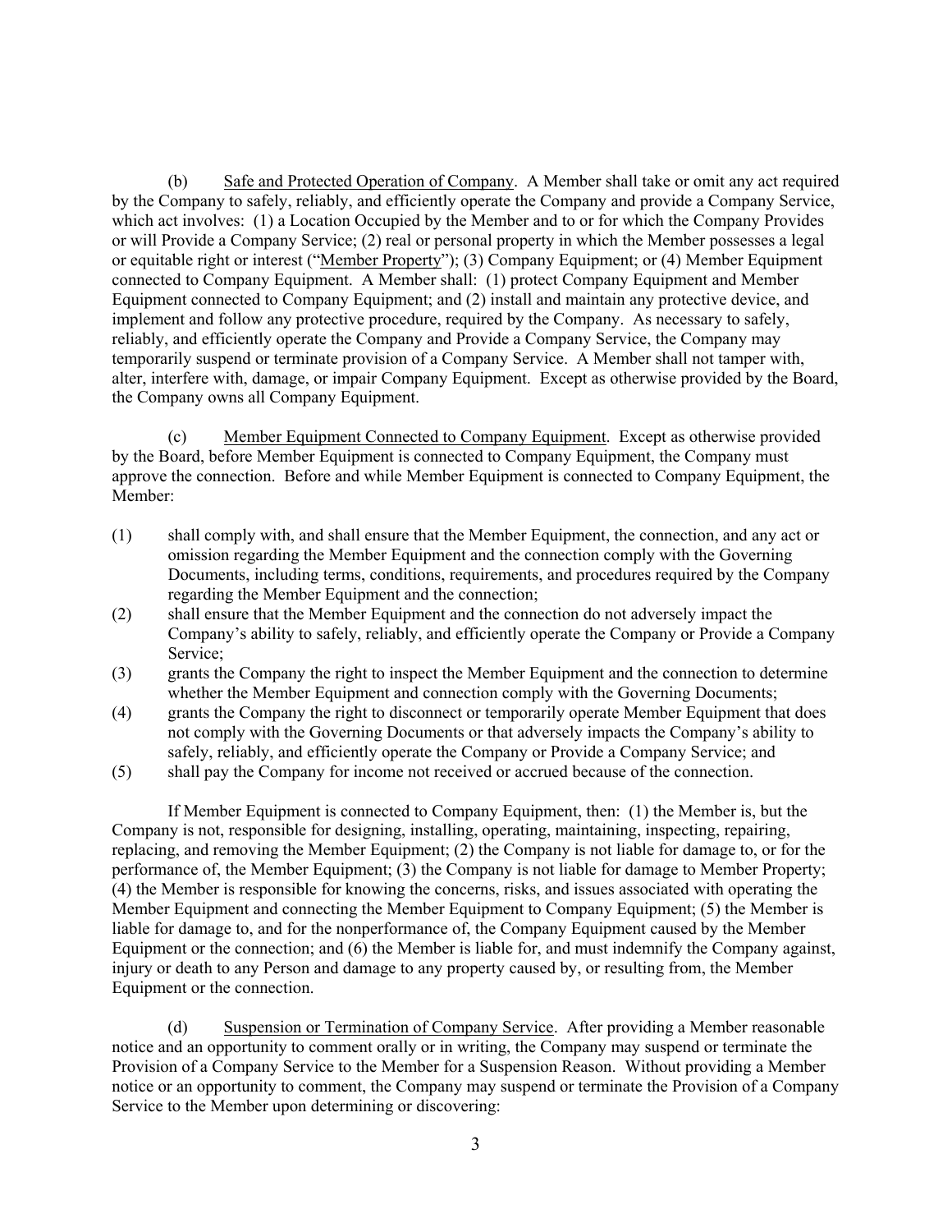(b) Safe and Protected Operation of Company. A Member shall take or omit any act required by the Company to safely, reliably, and efficiently operate the Company and provide a Company Service, which act involves: (1) a Location Occupied by the Member and to or for which the Company Provides or will Provide a Company Service; (2) real or personal property in which the Member possesses a legal or equitable right or interest ("Member Property"); (3) Company Equipment; or (4) Member Equipment connected to Company Equipment. A Member shall: (1) protect Company Equipment and Member Equipment connected to Company Equipment; and (2) install and maintain any protective device, and implement and follow any protective procedure, required by the Company. As necessary to safely, reliably, and efficiently operate the Company and Provide a Company Service, the Company may temporarily suspend or terminate provision of a Company Service. A Member shall not tamper with, alter, interfere with, damage, or impair Company Equipment. Except as otherwise provided by the Board, the Company owns all Company Equipment.

(c) Member Equipment Connected to Company Equipment. Except as otherwise provided by the Board, before Member Equipment is connected to Company Equipment, the Company must approve the connection. Before and while Member Equipment is connected to Company Equipment, the Member:

(1) shall comply with, and shall ensure that the Member Equipment, the connection, and any act or omission regarding the Member Equipment and the connection comply with the Governing Documents, including terms, conditions, requirements, and procedures required by the Company regarding the Member Equipment and the connection;

(2) shall ensure that the Member Equipment and the connection do not adversely impact the Company's ability to safely, reliably, and efficiently operate the Company or Provide a Company Service;

(3) grants the Company the right to inspect the Member Equipment and the connection to determine whether the Member Equipment and connection comply with the Governing Documents;

(4) grants the Company the right to disconnect or temporarily operate Member Equipment that does not comply with the Governing Documents or that adversely impacts the Company's ability to safely, reliably, and efficiently operate the Company or Provide a Company Service; and

(5) shall pay the Company for income not received or accrued because of the connection.

If Member Equipment is connected to Company Equipment, then: (1) the Member is, but the Company is not, responsible for designing, installing, operating, maintaining, inspecting, repairing, replacing, and removing the Member Equipment; (2) the Company is not liable for damage to, or for the performance of, the Member Equipment; (3) the Company is not liable for damage to Member Property; (4) the Member is responsible for knowing the concerns, risks, and issues associated with operating the Member Equipment and connecting the Member Equipment to Company Equipment; (5) the Member is liable for damage to, and for the nonperformance of, the Company Equipment caused by the Member Equipment or the connection; and (6) the Member is liable for, and must indemnify the Company against, injury or death to any Person and damage to any property caused by, or resulting from, the Member Equipment or the connection.

(d) Suspension or Termination of Company Service. After providing a Member reasonable notice and an opportunity to comment orally or in writing, the Company may suspend or terminate the Provision of a Company Service to the Member for a Suspension Reason. Without providing a Member notice or an opportunity to comment, the Company may suspend or terminate the Provision of a Company Service to the Member upon determining or discovering: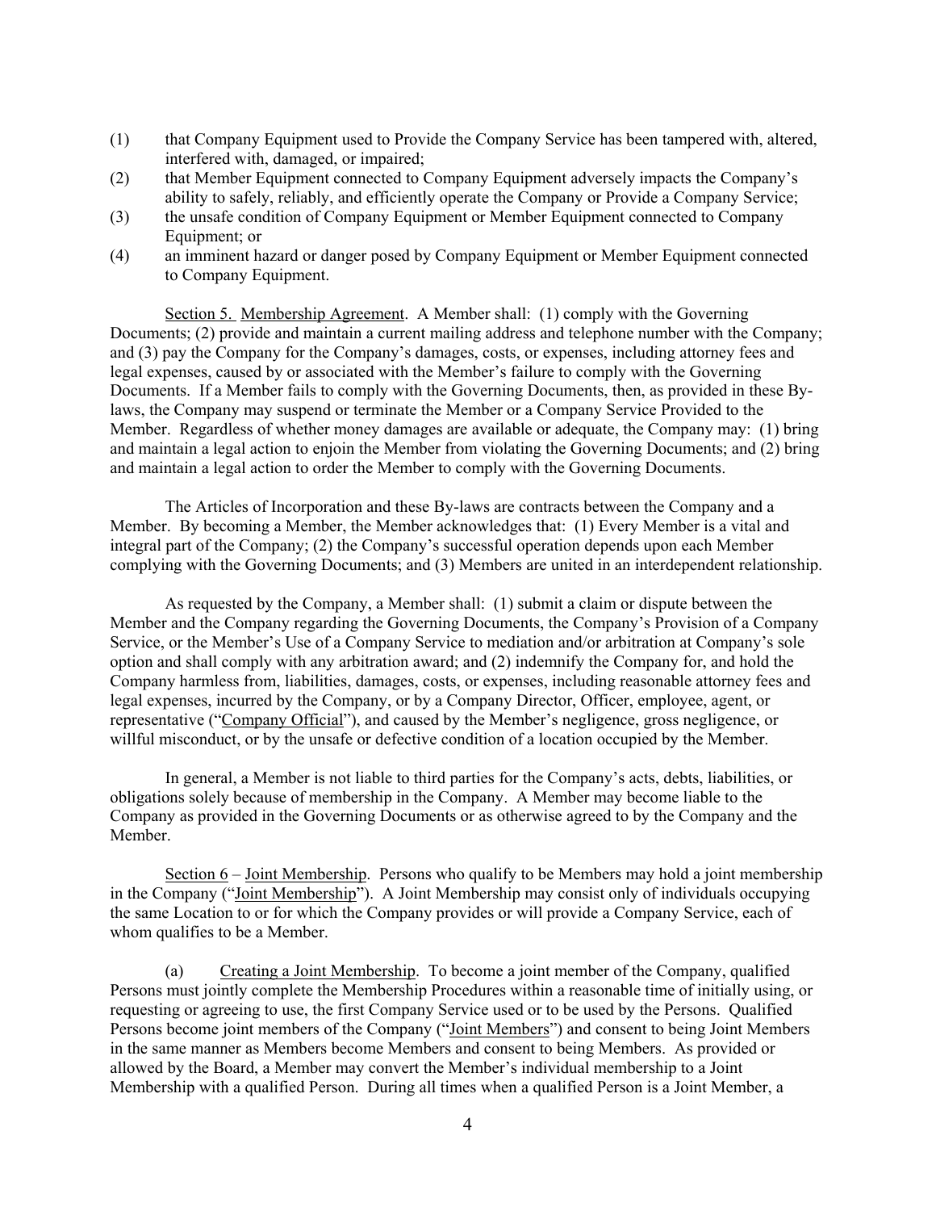(1) that Company Equipment used to Provide the Company Service has been tampered with, altered, interfered with, damaged, or impaired;

(2) that Member Equipment connected to Company Equipment adversely impacts the Company's ability to safely, reliably, and efficiently operate the Company or Provide a Company Service;

(3) the unsafe condition of Company Equipment or Member Equipment connected to Company Equipment; or

(4) an imminent hazard or danger posed by Company Equipment or Member Equipment connected to Company Equipment.

Section 5. Membership Agreement. A Member shall: (1) comply with the Governing Documents; (2) provide and maintain a current mailing address and telephone number with the Company; and (3) pay the Company for the Company's damages, costs, or expenses, including attorney fees and legal expenses, caused by or associated with the Member's failure to comply with the Governing Documents. If a Member fails to comply with the Governing Documents, then, as provided in these By-laws, the Company may suspend or terminate the Member or a Company Service Provided to the Member. Regardless of whether money damages are available or adequate, the Company may: (1) bring and maintain a legal action to enjoin the Member from violating the Governing Documents; and (2) bring and maintain a legal action to order the Member to comply with the Governing Documents.

The Articles of Incorporation and these By-laws are contracts between the Company and a Member. By becoming a Member, the Member acknowledges that: (1) Every Member is a vital and integral part of the Company; (2) the Company's successful operation depends upon each Member complying with the Governing Documents; and (3) Members are united in an interdependent relationship.

As requested by the Company, a Member shall: (1) submit a claim or dispute between the Member and the Company regarding the Governing Documents, the Company's Provision of a Company Service, or the Member's Use of a Company Service to mediation and/or arbitration at Company's sole option and shall comply with any arbitration award; and (2) indemnify the Company for, and hold the Company harmless from, liabilities, damages, costs, or expenses, including reasonable attorney fees and legal expenses, incurred by the Company, or by a Company Director, Officer, employee, agent, or representative ("Company Official"), and caused by the Member's negligence, gross negligence, or willful misconduct, or by the unsafe or defective condition of a location occupied by the Member.

In general, a Member is not liable to third parties for the Company's acts, debts, liabilities, or obligations solely because of membership in the Company. A Member may become liable to the Company as provided in the Governing Documents or as otherwise agreed to by the Company and the Member.

Section 6 – Joint Membership. Persons who qualify to be Members may hold a joint membership in the Company ("Joint Membership"). A Joint Membership may consist only of individuals occupying the same Location to or for which the Company provides or will provide a Company Service, each of whom qualifies to be a Member.

(a) Creating a Joint Membership. To become a joint member of the Company, qualified Persons must jointly complete the Membership Procedures within a reasonable time of initially using, or requesting or agreeing to use, the first Company Service used or to be used by the Persons. Qualified Persons become joint members of the Company ("Joint Members") and consent to being Joint Members in the same manner as Members become Members and consent to being Members. As provided or allowed by the Board, a Member may convert the Member's individual membership to a Joint Membership with a qualified Person. During all times when a qualified Person is a Joint Member, a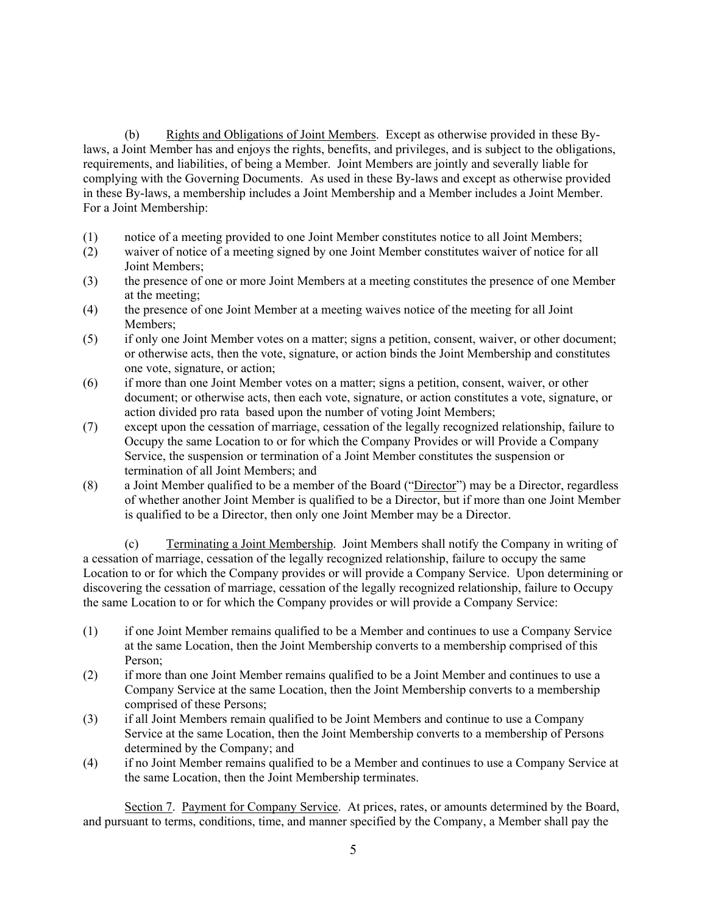(b) Rights and Obligations of Joint Members. Except as otherwise provided in these By-laws, a Joint Member has and enjoys the rights, benefits, and privileges, and is subject to the obligations, requirements, and liabilities, of being a Member. Joint Members are jointly and severally liable for complying with the Governing Documents. As used in these By-laws and except as otherwise provided in these By-laws, a membership includes a Joint Membership and a Member includes a Joint Member. For a Joint Membership:

(1) notice of a meeting provided to one Joint Member constitutes notice to all Joint Members;
(2) waiver of notice of a meeting signed by one Joint Member constitutes waiver of notice for all Joint Members;
(3) the presence of one or more Joint Members at a meeting constitutes the presence of one Member at the meeting;
(4) the presence of one Joint Member at a meeting waives notice of the meeting for all Joint Members;
(5) if only one Joint Member votes on a matter; signs a petition, consent, waiver, or other document; or otherwise acts, then the vote, signature, or action binds the Joint Membership and constitutes one vote, signature, or action;
(6) if more than one Joint Member votes on a matter; signs a petition, consent, waiver, or other document; or otherwise acts, then each vote, signature, or action constitutes a vote, signature, or action divided pro rata based upon the number of voting Joint Members;
(7) except upon the cessation of marriage, cessation of the legally recognized relationship, failure to Occupy the same Location to or for which the Company Provides or will Provide a Company Service, the suspension or termination of a Joint Member constitutes the suspension or termination of all Joint Members; and
(8) a Joint Member qualified to be a member of the Board ("Director") may be a Director, regardless of whether another Joint Member is qualified to be a Director, but if more than one Joint Member is qualified to be a Director, then only one Joint Member may be a Director.

(c) Terminating a Joint Membership. Joint Members shall notify the Company in writing of a cessation of marriage, cessation of the legally recognized relationship, failure to occupy the same Location to or for which the Company provides or will provide a Company Service. Upon determining or discovering the cessation of marriage, cessation of the legally recognized relationship, failure to Occupy the same Location to or for which the Company provides or will provide a Company Service:

(1) if one Joint Member remains qualified to be a Member and continues to use a Company Service at the same Location, then the Joint Membership converts to a membership comprised of this Person;
(2) if more than one Joint Member remains qualified to be a Joint Member and continues to use a Company Service at the same Location, then the Joint Membership converts to a membership comprised of these Persons;
(3) if all Joint Members remain qualified to be Joint Members and continue to use a Company Service at the same Location, then the Joint Membership converts to a membership of Persons determined by the Company; and
(4) if no Joint Member remains qualified to be a Member and continues to use a Company Service at the same Location, then the Joint Membership terminates.

Section 7. Payment for Company Service. At prices, rates, or amounts determined by the Board, and pursuant to terms, conditions, time, and manner specified by the Company, a Member shall pay the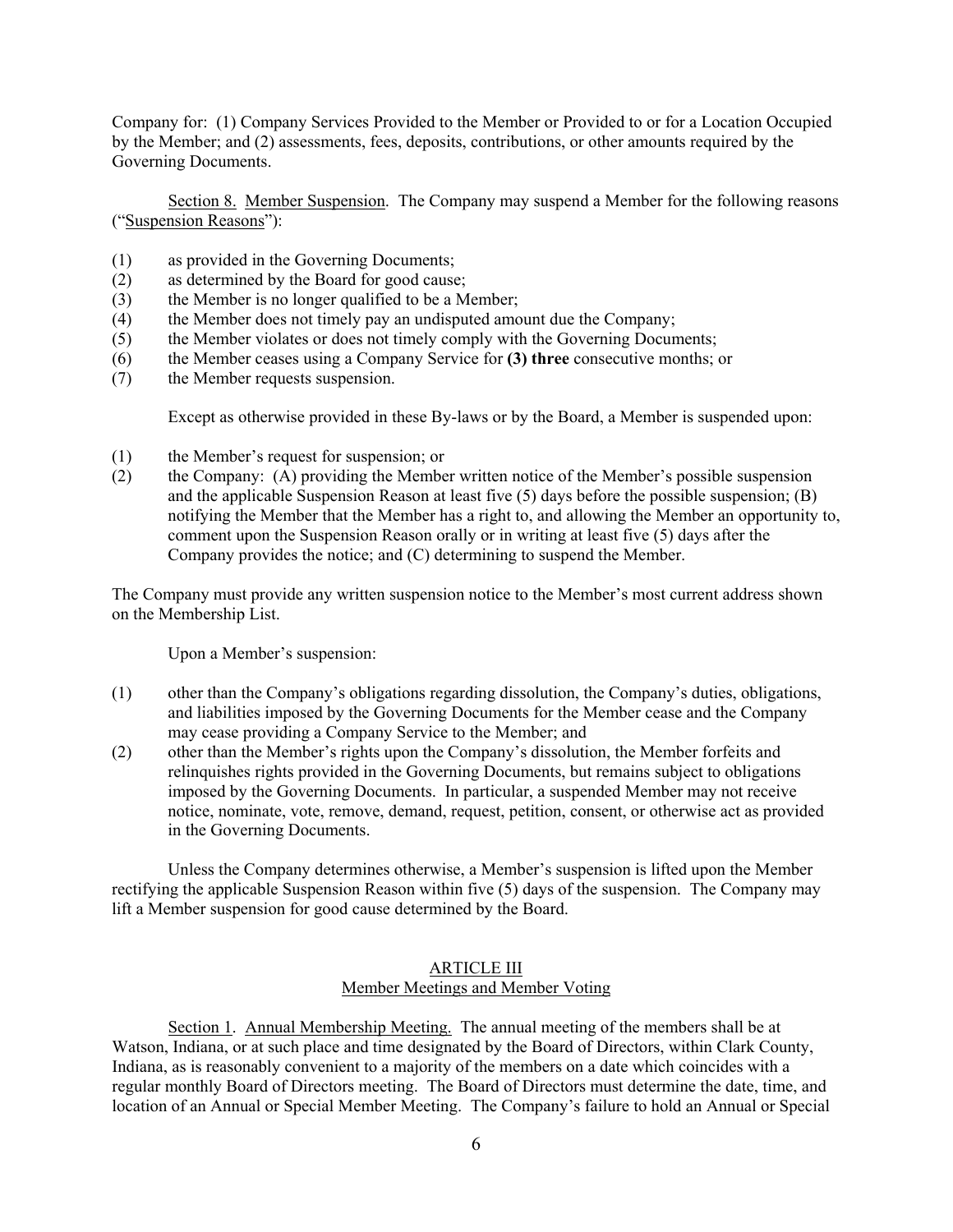Company for: (1) Company Services Provided to the Member or Provided to or for a Location Occupied by the Member; and (2) assessments, fees, deposits, contributions, or other amounts required by the Governing Documents.

Section 8. Member Suspension. The Company may suspend a Member for the following reasons ("Suspension Reasons"):

(1) as provided in the Governing Documents;
(2) as determined by the Board for good cause;
(3) the Member is no longer qualified to be a Member;
(4) the Member does not timely pay an undisputed amount due the Company;
(5) the Member violates or does not timely comply with the Governing Documents;
(6) the Member ceases using a Company Service for **(3) three** consecutive months; or
(7) the Member requests suspension.

Except as otherwise provided in these By-laws or by the Board, a Member is suspended upon:

(1) the Member's request for suspension; or
(2) the Company: (A) providing the Member written notice of the Member's possible suspension and the applicable Suspension Reason at least five (5) days before the possible suspension; (B) notifying the Member that the Member has a right to, and allowing the Member an opportunity to, comment upon the Suspension Reason orally or in writing at least five (5) days after the Company provides the notice; and (C) determining to suspend the Member.

The Company must provide any written suspension notice to the Member's most current address shown on the Membership List.

Upon a Member's suspension:

(1) other than the Company's obligations regarding dissolution, the Company's duties, obligations, and liabilities imposed by the Governing Documents for the Member cease and the Company may cease providing a Company Service to the Member; and
(2) other than the Member's rights upon the Company's dissolution, the Member forfeits and relinquishes rights provided in the Governing Documents, but remains subject to obligations imposed by the Governing Documents. In particular, a suspended Member may not receive notice, nominate, vote, remove, demand, request, petition, consent, or otherwise act as provided in the Governing Documents.

Unless the Company determines otherwise, a Member's suspension is lifted upon the Member rectifying the applicable Suspension Reason within five (5) days of the suspension. The Company may lift a Member suspension for good cause determined by the Board.

## ARTICLE III
## Member Meetings and Member Voting

Section 1. Annual Membership Meeting. The annual meeting of the members shall be at Watson, Indiana, or at such place and time designated by the Board of Directors, within Clark County, Indiana, as is reasonably convenient to a majority of the members on a date which coincides with a regular monthly Board of Directors meeting. The Board of Directors must determine the date, time, and location of an Annual or Special Member Meeting. The Company's failure to hold an Annual or Special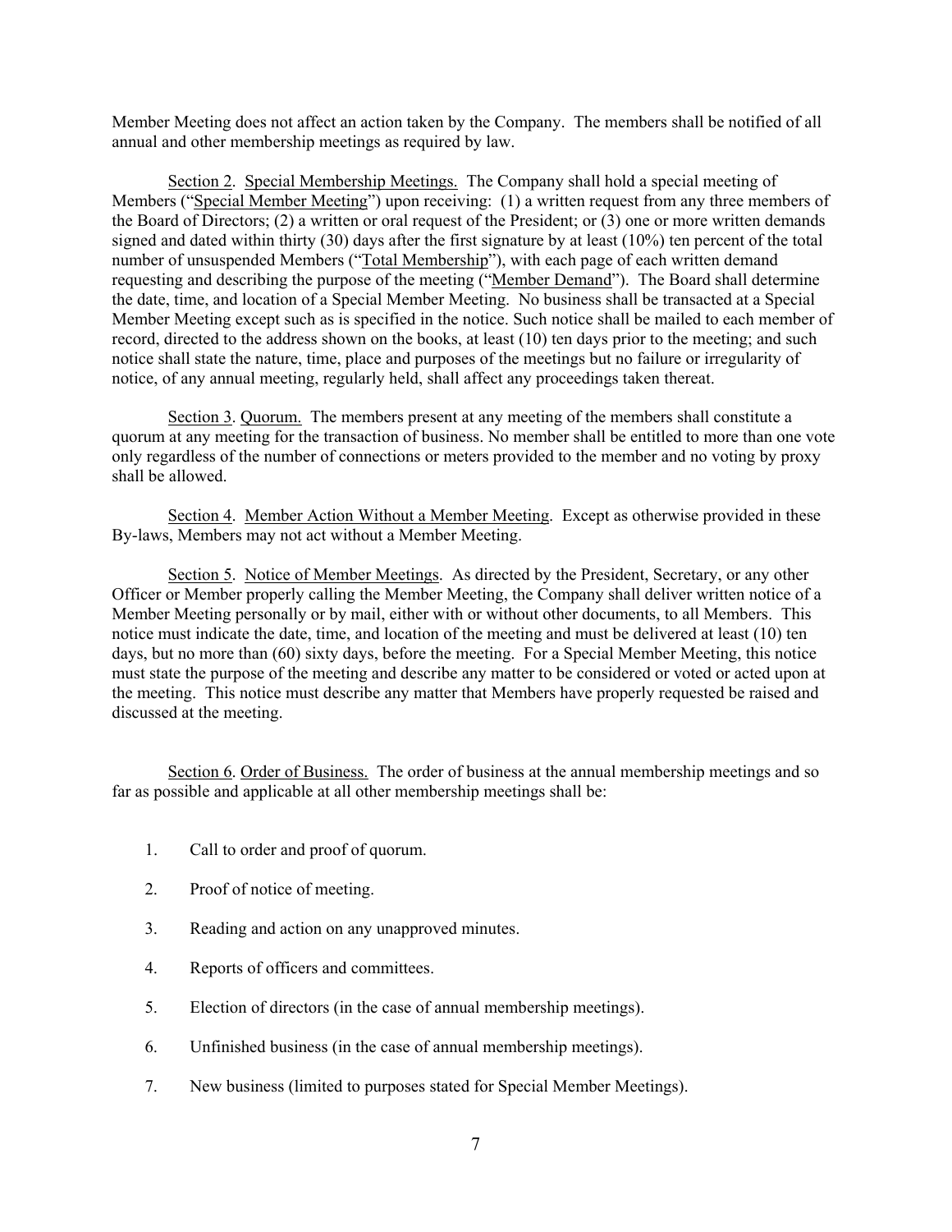Member Meeting does not affect an action taken by the Company. The members shall be notified of all annual and other membership meetings as required by law.

<u>Section 2</u>. <u>Special Membership Meetings.</u> The Company shall hold a special meeting of Members ("<u>Special Member Meeting</u>") upon receiving: (1) a written request from any three members of the Board of Directors; (2) a written or oral request of the President; or (3) one or more written demands signed and dated within thirty (30) days after the first signature by at least (10%) ten percent of the total number of unsuspended Members ("<u>Total Membership</u>"), with each page of each written demand requesting and describing the purpose of the meeting ("<u>Member Demand</u>"). The Board shall determine the date, time, and location of a Special Member Meeting. No business shall be transacted at a Special Member Meeting except such as is specified in the notice. Such notice shall be mailed to each member of record, directed to the address shown on the books, at least (10) ten days prior to the meeting; and such notice shall state the nature, time, place and purposes of the meetings but no failure or irregularity of notice, of any annual meeting, regularly held, shall affect any proceedings taken thereat.

<u>Section 3</u>. <u>Quorum.</u> The members present at any meeting of the members shall constitute a quorum at any meeting for the transaction of business. No member shall be entitled to more than one vote only regardless of the number of connections or meters provided to the member and no voting by proxy shall be allowed.

<u>Section 4</u>. <u>Member Action Without a Member Meeting</u>. Except as otherwise provided in these By-laws, Members may not act without a Member Meeting.

<u>Section 5</u>. <u>Notice of Member Meetings</u>. As directed by the President, Secretary, or any other Officer or Member properly calling the Member Meeting, the Company shall deliver written notice of a Member Meeting personally or by mail, either with or without other documents, to all Members. This notice must indicate the date, time, and location of the meeting and must be delivered at least (10) ten days, but no more than (60) sixty days, before the meeting. For a Special Member Meeting, this notice must state the purpose of the meeting and describe any matter to be considered or voted or acted upon at the meeting. This notice must describe any matter that Members have properly requested be raised and discussed at the meeting.

<u>Section 6</u>. <u>Order of Business.</u> The order of business at the annual membership meetings and so far as possible and applicable at all other membership meetings shall be:

1. Call to order and proof of quorum.
2. Proof of notice of meeting.
3. Reading and action on any unapproved minutes.
4. Reports of officers and committees.
5. Election of directors (in the case of annual membership meetings).
6. Unfinished business (in the case of annual membership meetings).
7. New business (limited to purposes stated for Special Member Meetings).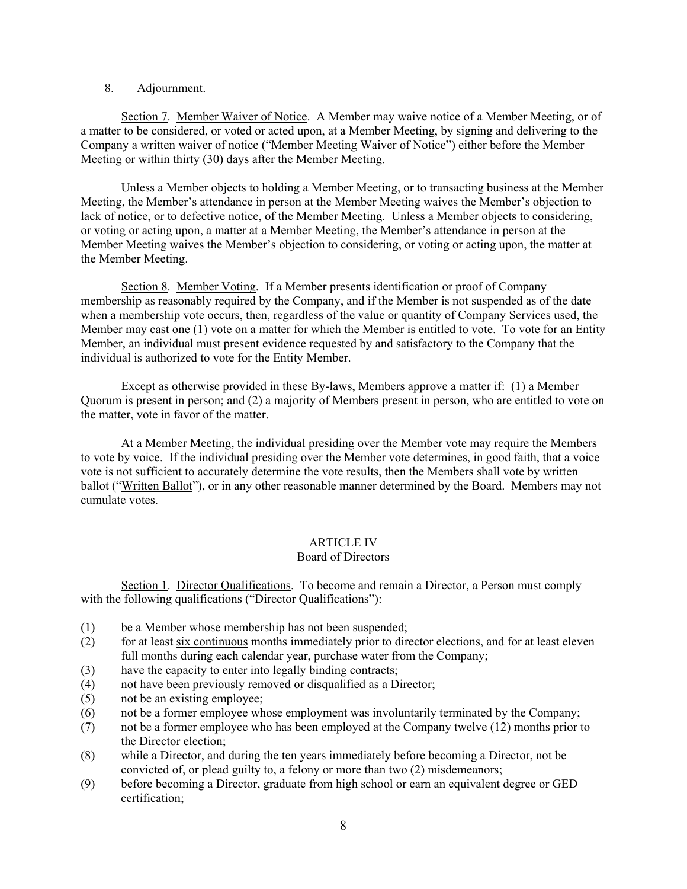8. Adjournment.

<u>Section 7</u>. <u>Member Waiver of Notice</u>. A Member may waive notice of a Member Meeting, or of a matter to be considered, or voted or acted upon, at a Member Meeting, by signing and delivering to the Company a written waiver of notice ("<u>Member Meeting Waiver of Notice</u>") either before the Member Meeting or within thirty (30) days after the Member Meeting.

Unless a Member objects to holding a Member Meeting, or to transacting business at the Member Meeting, the Member's attendance in person at the Member Meeting waives the Member's objection to lack of notice, or to defective notice, of the Member Meeting. Unless a Member objects to considering, or voting or acting upon, a matter at a Member Meeting, the Member's attendance in person at the Member Meeting waives the Member's objection to considering, or voting or acting upon, the matter at the Member Meeting.

<u>Section 8</u>. <u>Member Voting</u>. If a Member presents identification or proof of Company membership as reasonably required by the Company, and if the Member is not suspended as of the date when a membership vote occurs, then, regardless of the value or quantity of Company Services used, the Member may cast one (1) vote on a matter for which the Member is entitled to vote. To vote for an Entity Member, an individual must present evidence requested by and satisfactory to the Company that the individual is authorized to vote for the Entity Member.

Except as otherwise provided in these By-laws, Members approve a matter if: (1) a Member Quorum is present in person; and (2) a majority of Members present in person, who are entitled to vote on the matter, vote in favor of the matter.

At a Member Meeting, the individual presiding over the Member vote may require the Members to vote by voice. If the individual presiding over the Member vote determines, in good faith, that a voice vote is not sufficient to accurately determine the vote results, then the Members shall vote by written ballot ("<u>Written Ballot</u>"), or in any other reasonable manner determined by the Board. Members may not cumulate votes.

## ARTICLE IV
## Board of Directors

<u>Section 1</u>. <u>Director Qualifications</u>. To become and remain a Director, a Person must comply with the following qualifications ("<u>Director Qualifications</u>"):

(1) be a Member whose membership has not been suspended;

(2) for at least <u>six continuous</u> months immediately prior to director elections, and for at least eleven full months during each calendar year, purchase water from the Company;

(3) have the capacity to enter into legally binding contracts;

(4) not have been previously removed or disqualified as a Director;

(5) not be an existing employee;

(6) not be a former employee whose employment was involuntarily terminated by the Company;

(7) not be a former employee who has been employed at the Company twelve (12) months prior to the Director election;

(8) while a Director, and during the ten years immediately before becoming a Director, not be convicted of, or plead guilty to, a felony or more than two (2) misdemeanors;

(9) before becoming a Director, graduate from high school or earn an equivalent degree or GED certification;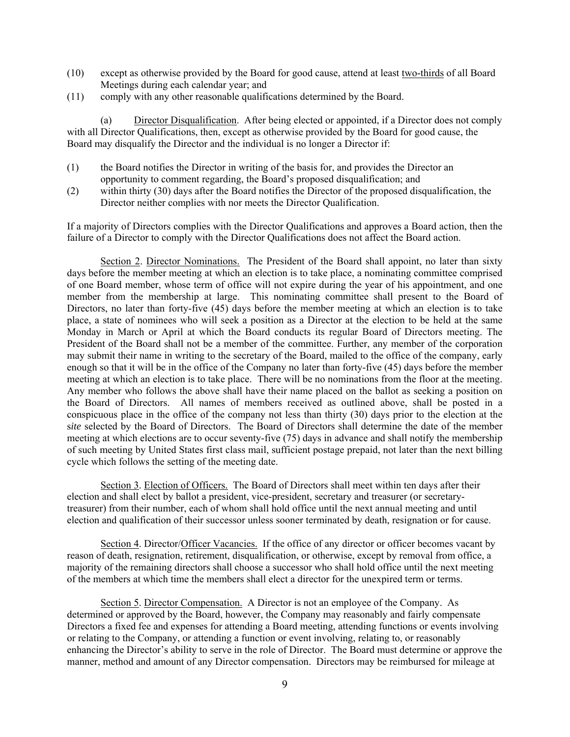(10) except as otherwise provided by the Board for good cause, attend at least two-thirds of all Board Meetings during each calendar year; and

(11) comply with any other reasonable qualifications determined by the Board.

(a) Director Disqualification. After being elected or appointed, if a Director does not comply with all Director Qualifications, then, except as otherwise provided by the Board for good cause, the Board may disqualify the Director and the individual is no longer a Director if:

(1) the Board notifies the Director in writing of the basis for, and provides the Director an opportunity to comment regarding, the Board's proposed disqualification; and

(2) within thirty (30) days after the Board notifies the Director of the proposed disqualification, the Director neither complies with nor meets the Director Qualification.

If a majority of Directors complies with the Director Qualifications and approves a Board action, then the failure of a Director to comply with the Director Qualifications does not affect the Board action.

Section 2. Director Nominations. The President of the Board shall appoint, no later than sixty days before the member meeting at which an election is to take place, a nominating committee comprised of one Board member, whose term of office will not expire during the year of his appointment, and one member from the membership at large. This nominating committee shall present to the Board of Directors, no later than forty-five (45) days before the member meeting at which an election is to take place, a state of nominees who will seek a position as a Director at the election to be held at the same Monday in March or April at which the Board conducts its regular Board of Directors meeting. The President of the Board shall not be a member of the committee. Further, any member of the corporation may submit their name in writing to the secretary of the Board, mailed to the office of the company, early enough so that it will be in the office of the Company no later than forty-five (45) days before the member meeting at which an election is to take place. There will be no nominations from the floor at the meeting. Any member who follows the above shall have their name placed on the ballot as seeking a position on the Board of Directors. All names of members received as outlined above, shall be posted in a conspicuous place in the office of the company not less than thirty (30) days prior to the election at the s*ite* selected by the Board of Directors. The Board of Directors shall determine the date of the member meeting at which elections are to occur seventy-five (75) days in advance and shall notify the membership of such meeting by United States first class mail, sufficient postage prepaid, not later than the next billing cycle which follows the setting of the meeting date.

Section 3. Election of Officers. The Board of Directors shall meet within ten days after their election and shall elect by ballot a president, vice-president, secretary and treasurer (or secretary-treasurer) from their number, each of whom shall hold office until the next annual meeting and until election and qualification of their successor unless sooner terminated by death, resignation or for cause.

Section 4. Director/Officer Vacancies. If the office of any director or officer becomes vacant by reason of death, resignation, retirement, disqualification, or otherwise, except by removal from office, a majority of the remaining directors shall choose a successor who shall hold office until the next meeting of the members at which time the members shall elect a director for the unexpired term or terms.

Section 5. Director Compensation. A Director is not an employee of the Company. As determined or approved by the Board, however, the Company may reasonably and fairly compensate Directors a fixed fee and expenses for attending a Board meeting, attending functions or events involving or relating to the Company, or attending a function or event involving, relating to, or reasonably enhancing the Director's ability to serve in the role of Director. The Board must determine or approve the manner, method and amount of any Director compensation. Directors may be reimbursed for mileage at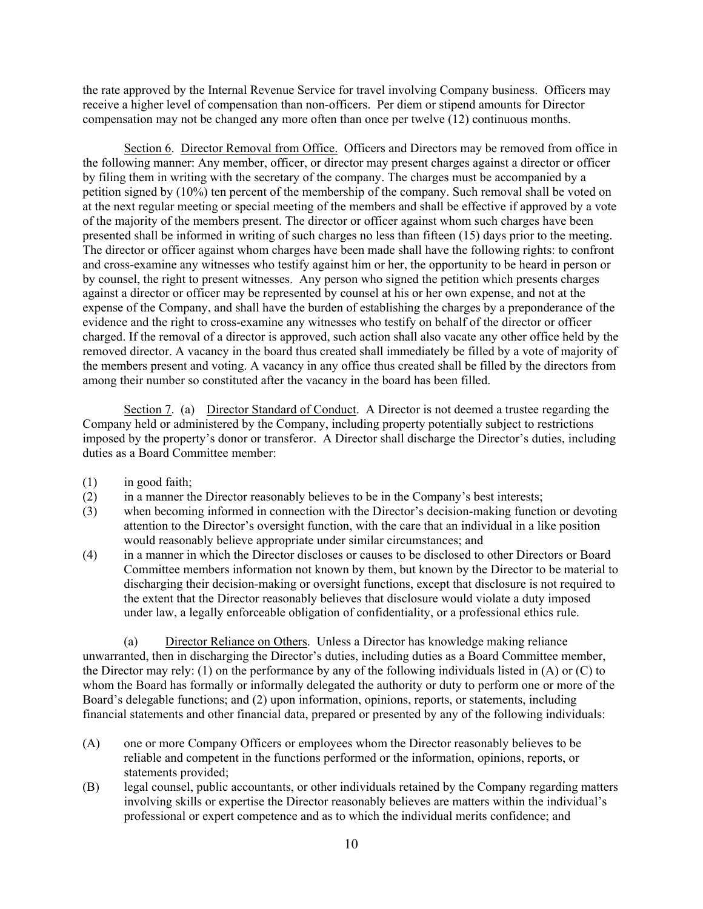the rate approved by the Internal Revenue Service for travel involving Company business. Officers may receive a higher level of compensation than non-officers. Per diem or stipend amounts for Director compensation may not be changed any more often than once per twelve (12) continuous months.

Section 6. Director Removal from Office. Officers and Directors may be removed from office in the following manner: Any member, officer, or director may present charges against a director or officer by filing them in writing with the secretary of the company. The charges must be accompanied by a petition signed by (10%) ten percent of the membership of the company. Such removal shall be voted on at the next regular meeting or special meeting of the members and shall be effective if approved by a vote of the majority of the members present. The director or officer against whom such charges have been presented shall be informed in writing of such charges no less than fifteen (15) days prior to the meeting. The director or officer against whom charges have been made shall have the following rights: to confront and cross-examine any witnesses who testify against him or her, the opportunity to be heard in person or by counsel, the right to present witnesses. Any person who signed the petition which presents charges against a director or officer may be represented by counsel at his or her own expense, and not at the expense of the Company, and shall have the burden of establishing the charges by a preponderance of the evidence and the right to cross-examine any witnesses who testify on behalf of the director or officer charged. If the removal of a director is approved, such action shall also vacate any other office held by the removed director. A vacancy in the board thus created shall immediately be filled by a vote of majority of the members present and voting. A vacancy in any office thus created shall be filled by the directors from among their number so constituted after the vacancy in the board has been filled.

Section 7. (a) Director Standard of Conduct. A Director is not deemed a trustee regarding the Company held or administered by the Company, including property potentially subject to restrictions imposed by the property's donor or transferor. A Director shall discharge the Director's duties, including duties as a Board Committee member:

(1) in good faith;
(2) in a manner the Director reasonably believes to be in the Company's best interests;
(3) when becoming informed in connection with the Director's decision-making function or devoting attention to the Director's oversight function, with the care that an individual in a like position would reasonably believe appropriate under similar circumstances; and
(4) in a manner in which the Director discloses or causes to be disclosed to other Directors or Board Committee members information not known by them, but known by the Director to be material to discharging their decision-making or oversight functions, except that disclosure is not required to the extent that the Director reasonably believes that disclosure would violate a duty imposed under law, a legally enforceable obligation of confidentiality, or a professional ethics rule.

(a) Director Reliance on Others. Unless a Director has knowledge making reliance unwarranted, then in discharging the Director's duties, including duties as a Board Committee member, the Director may rely: (1) on the performance by any of the following individuals listed in (A) or (C) to whom the Board has formally or informally delegated the authority or duty to perform one or more of the Board's delegable functions; and (2) upon information, opinions, reports, or statements, including financial statements and other financial data, prepared or presented by any of the following individuals:

(A) one or more Company Officers or employees whom the Director reasonably believes to be reliable and competent in the functions performed or the information, opinions, reports, or statements provided;
(B) legal counsel, public accountants, or other individuals retained by the Company regarding matters involving skills or expertise the Director reasonably believes are matters within the individual's professional or expert competence and as to which the individual merits confidence; and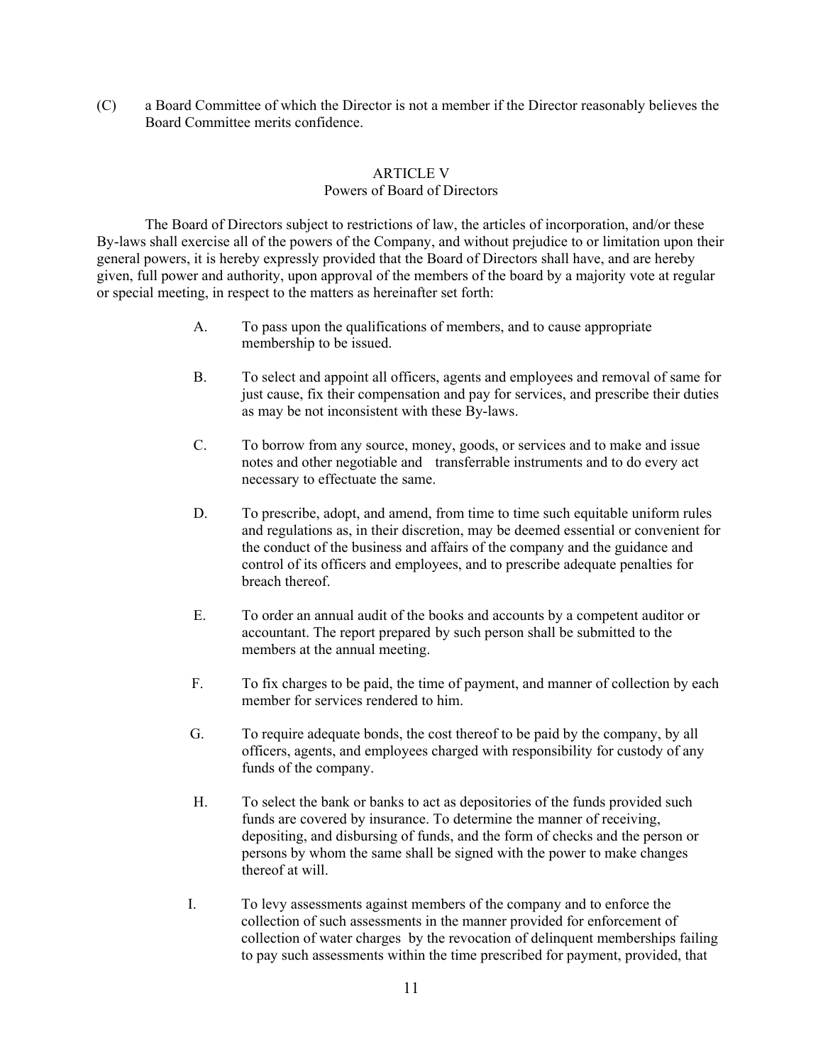(C) a Board Committee of which the Director is not a member if the Director reasonably believes the Board Committee merits confidence.

## ARTICLE V
### Powers of Board of Directors

The Board of Directors subject to restrictions of law, the articles of incorporation, and/or these By-laws shall exercise all of the powers of the Company, and without prejudice to or limitation upon their general powers, it is hereby expressly provided that the Board of Directors shall have, and are hereby given, full power and authority, upon approval of the members of the board by a majority vote at regular or special meeting, in respect to the matters as hereinafter set forth:

A. To pass upon the qualifications of members, and to cause appropriate membership to be issued.

B. To select and appoint all officers, agents and employees and removal of same for just cause, fix their compensation and pay for services, and prescribe their duties as may be not inconsistent with these By-laws.

C. To borrow from any source, money, goods, or services and to make and issue notes and other negotiable and transferrable instruments and to do every act necessary to effectuate the same.

D. To prescribe, adopt, and amend, from time to time such equitable uniform rules and regulations as, in their discretion, may be deemed essential or convenient for the conduct of the business and affairs of the company and the guidance and control of its officers and employees, and to prescribe adequate penalties for breach thereof.

E. To order an annual audit of the books and accounts by a competent auditor or accountant. The report prepared by such person shall be submitted to the members at the annual meeting.

F. To fix charges to be paid, the time of payment, and manner of collection by each member for services rendered to him.

G. To require adequate bonds, the cost thereof to be paid by the company, by all officers, agents, and employees charged with responsibility for custody of any funds of the company.

H. To select the bank or banks to act as depositories of the funds provided such funds are covered by insurance. To determine the manner of receiving, depositing, and disbursing of funds, and the form of checks and the person or persons by whom the same shall be signed with the power to make changes thereof at will.

I. To levy assessments against members of the company and to enforce the collection of such assessments in the manner provided for enforcement of collection of water charges by the revocation of delinquent memberships failing to pay such assessments within the time prescribed for payment, provided, that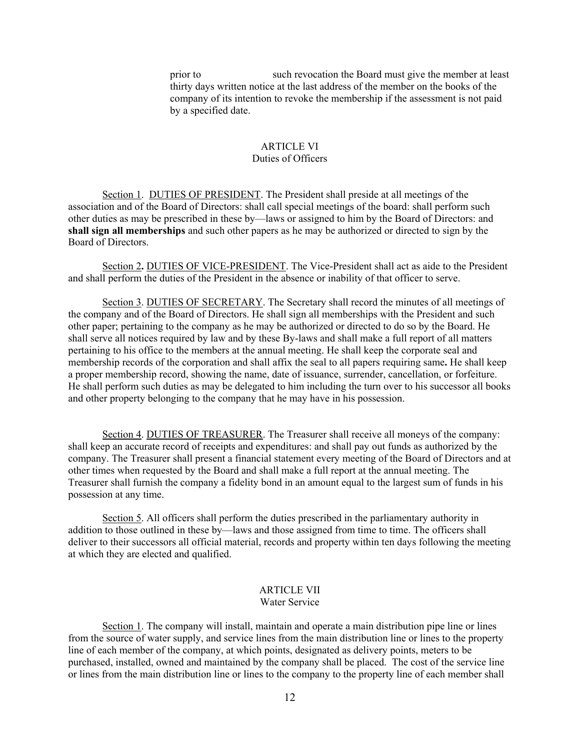prior to such revocation the Board must give the member at least thirty days written notice at the last address of the member on the books of the company of its intention to revoke the membership if the assessment is not paid by a specified date.

## ARTICLE VI
Duties of Officers

Section 1. DUTIES OF PRESIDENT. The President shall preside at all meetings of the association and of the Board of Directors: shall call special meetings of the board: shall perform such other duties as may be prescribed in these by—laws or assigned to him by the Board of Directors: and **shall sign all memberships** and such other papers as he may be authorized or directed to sign by the Board of Directors.

Section 2**.** DUTIES OF VICE-PRESIDENT. The Vice-President shall act as aide to the President and shall perform the duties of the President in the absence or inability of that officer to serve.

Section 3. DUTIES OF SECRETARY. The Secretary shall record the minutes of all meetings of the company and of the Board of Directors. He shall sign all memberships with the President and such other paper; pertaining to the company as he may be authorized or directed to do so by the Board. He shall serve all notices required by law and by these By-laws and shall make a full report of all matters pertaining to his office to the members at the annual meeting. He shall keep the corporate seal and membership records of the corporation and shall affix the seal to all papers requiring same**.** He shall keep a proper membership record, showing the name, date of issuance, surrender, cancellation, or forfeiture. He shall perform such duties as may be delegated to him including the turn over to his successor all books and other property belonging to the company that he may have in his possession.

Section 4. DUTIES OF TREASURER. The Treasurer shall receive all moneys of the company: shall keep an accurate record of receipts and expenditures: and shall pay out funds as authorized by the company. The Treasurer shall present a financial statement every meeting of the Board of Directors and at other times when requested by the Board and shall make a full report at the annual meeting. The Treasurer shall furnish the company a fidelity bond in an amount equal to the largest sum of funds in his possession at any time.

Section 5. All officers shall perform the duties prescribed in the parliamentary authority in addition to those outlined in these by—laws and those assigned from time to time. The officers shall deliver to their successors all official material, records and property within ten days following the meeting at which they are elected and qualified.

## ARTICLE VII
Water Service

Section 1. The company will install, maintain and operate a main distribution pipe line or lines from the source of water supply, and service lines from the main distribution line or lines to the property line of each member of the company, at which points, designated as delivery points, meters to be purchased, installed, owned and maintained by the company shall be placed. The cost of the service line or lines from the main distribution line or lines to the company to the property line of each member shall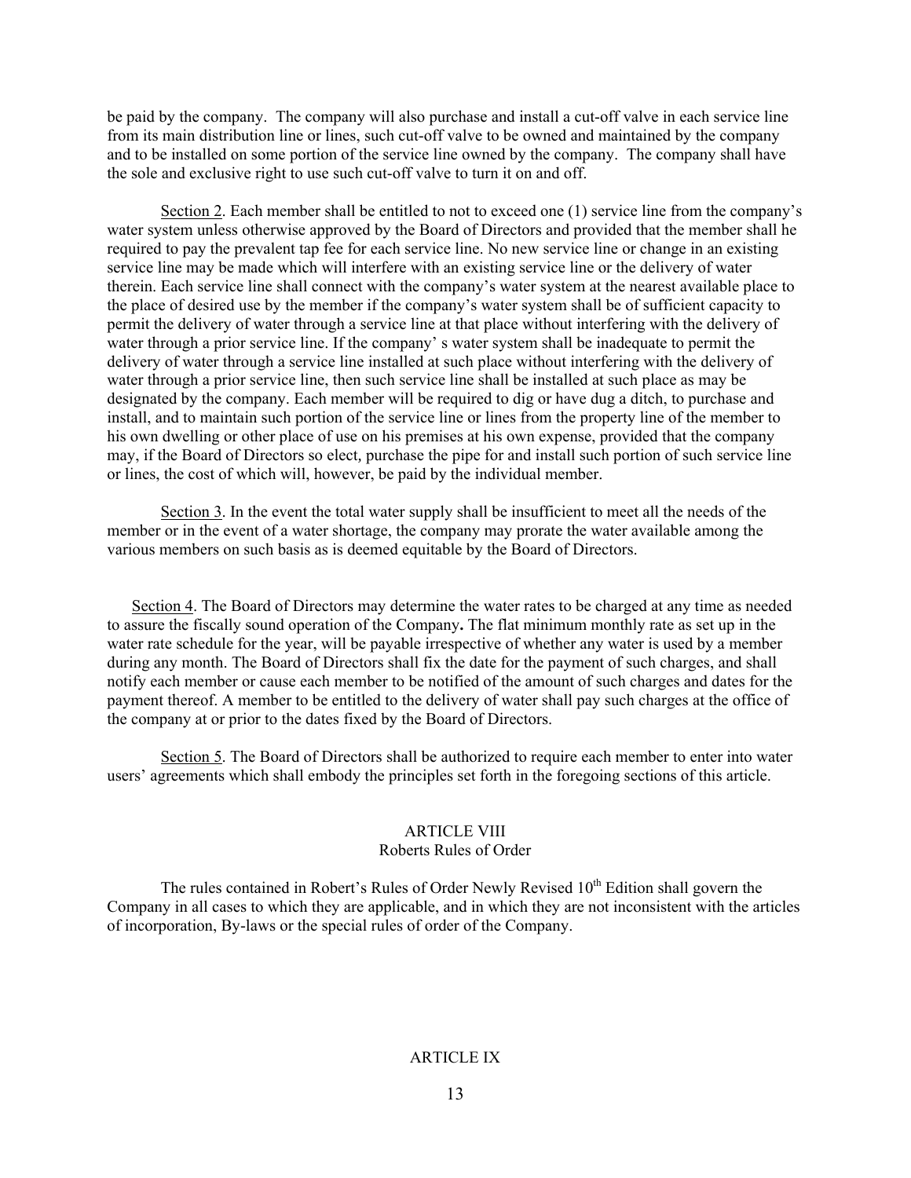be paid by the company. The company will also purchase and install a cut-off valve in each service line from its main distribution line or lines, such cut-off valve to be owned and maintained by the company and to be installed on some portion of the service line owned by the company. The company shall have the sole and exclusive right to use such cut-off valve to turn it on and off.

Section 2. Each member shall be entitled to not to exceed one (1) service line from the company's water system unless otherwise approved by the Board of Directors and provided that the member shall he required to pay the prevalent tap fee for each service line. No new service line or change in an existing service line may be made which will interfere with an existing service line or the delivery of water therein. Each service line shall connect with the company's water system at the nearest available place to the place of desired use by the member if the company's water system shall be of sufficient capacity to permit the delivery of water through a service line at that place without interfering with the delivery of water through a prior service line. If the company' s water system shall be inadequate to permit the delivery of water through a service line installed at such place without interfering with the delivery of water through a prior service line, then such service line shall be installed at such place as may be designated by the company. Each member will be required to dig or have dug a ditch, to purchase and install, and to maintain such portion of the service line or lines from the property line of the member to his own dwelling or other place of use on his premises at his own expense, provided that the company may, if the Board of Directors so elect, purchase the pipe for and install such portion of such service line or lines, the cost of which will, however, be paid by the individual member.

Section 3. In the event the total water supply shall be insufficient to meet all the needs of the member or in the event of a water shortage, the company may prorate the water available among the various members on such basis as is deemed equitable by the Board of Directors.

Section 4. The Board of Directors may determine the water rates to be charged at any time as needed to assure the fiscally sound operation of the Company**.** The flat minimum monthly rate as set up in the water rate schedule for the year, will be payable irrespective of whether any water is used by a member during any month. The Board of Directors shall fix the date for the payment of such charges, and shall notify each member or cause each member to be notified of the amount of such charges and dates for the payment thereof. A member to be entitled to the delivery of water shall pay such charges at the office of the company at or prior to the dates fixed by the Board of Directors.

Section 5. The Board of Directors shall be authorized to require each member to enter into water users' agreements which shall embody the principles set forth in the foregoing sections of this article.

## ARTICLE VIII
### Roberts Rules of Order

The rules contained in Robert's Rules of Order Newly Revised 10th Edition shall govern the Company in all cases to which they are applicable, and in which they are not inconsistent with the articles of incorporation, By-laws or the special rules of order of the Company.

## ARTICLE IX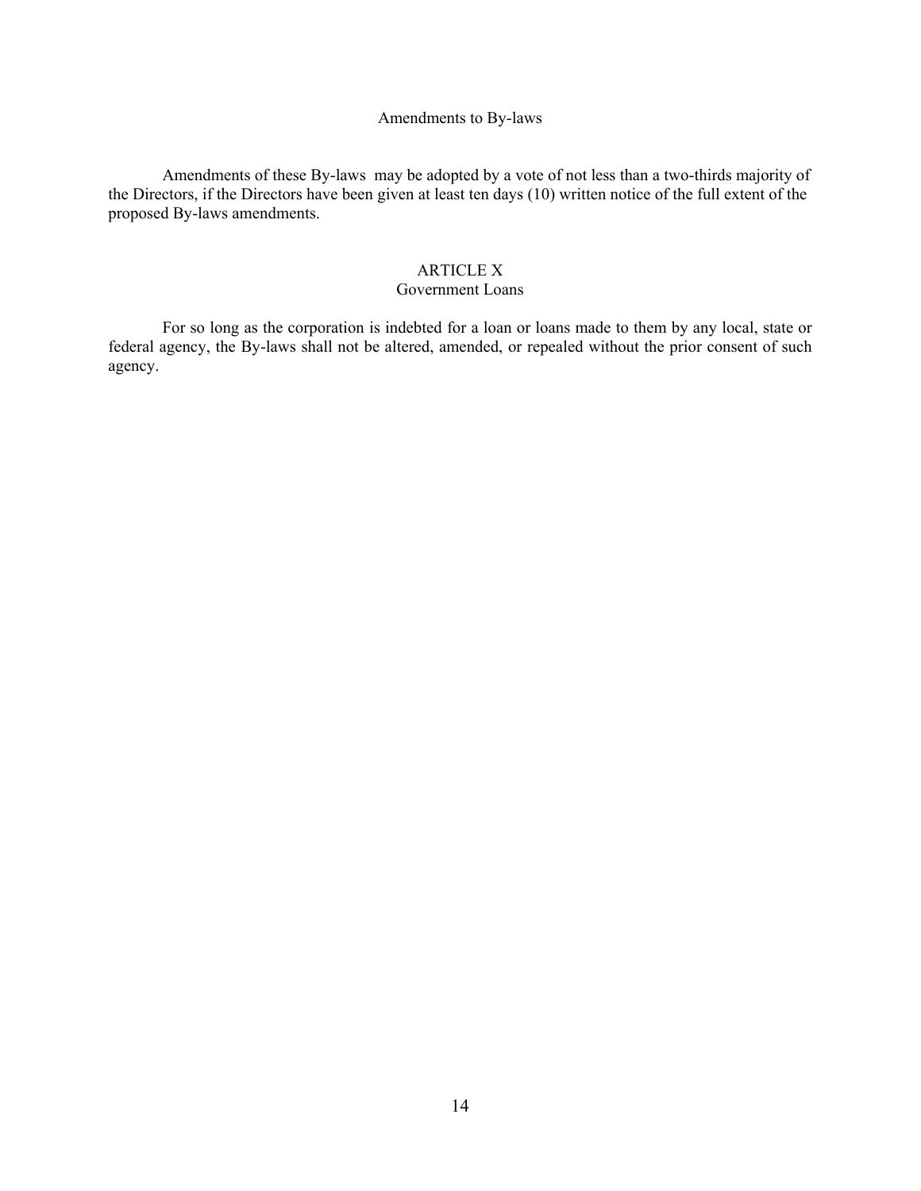## Amendments to By-laws

Amendments of these By-laws may be adopted by a vote of not less than a two-thirds majority of the Directors, if the Directors have been given at least ten days (10) written notice of the full extent of the proposed By-laws amendments.

## ARTICLE X
## Government Loans

For so long as the corporation is indebted for a loan or loans made to them by any local, state or federal agency, the By-laws shall not be altered, amended, or repealed without the prior consent of such agency.